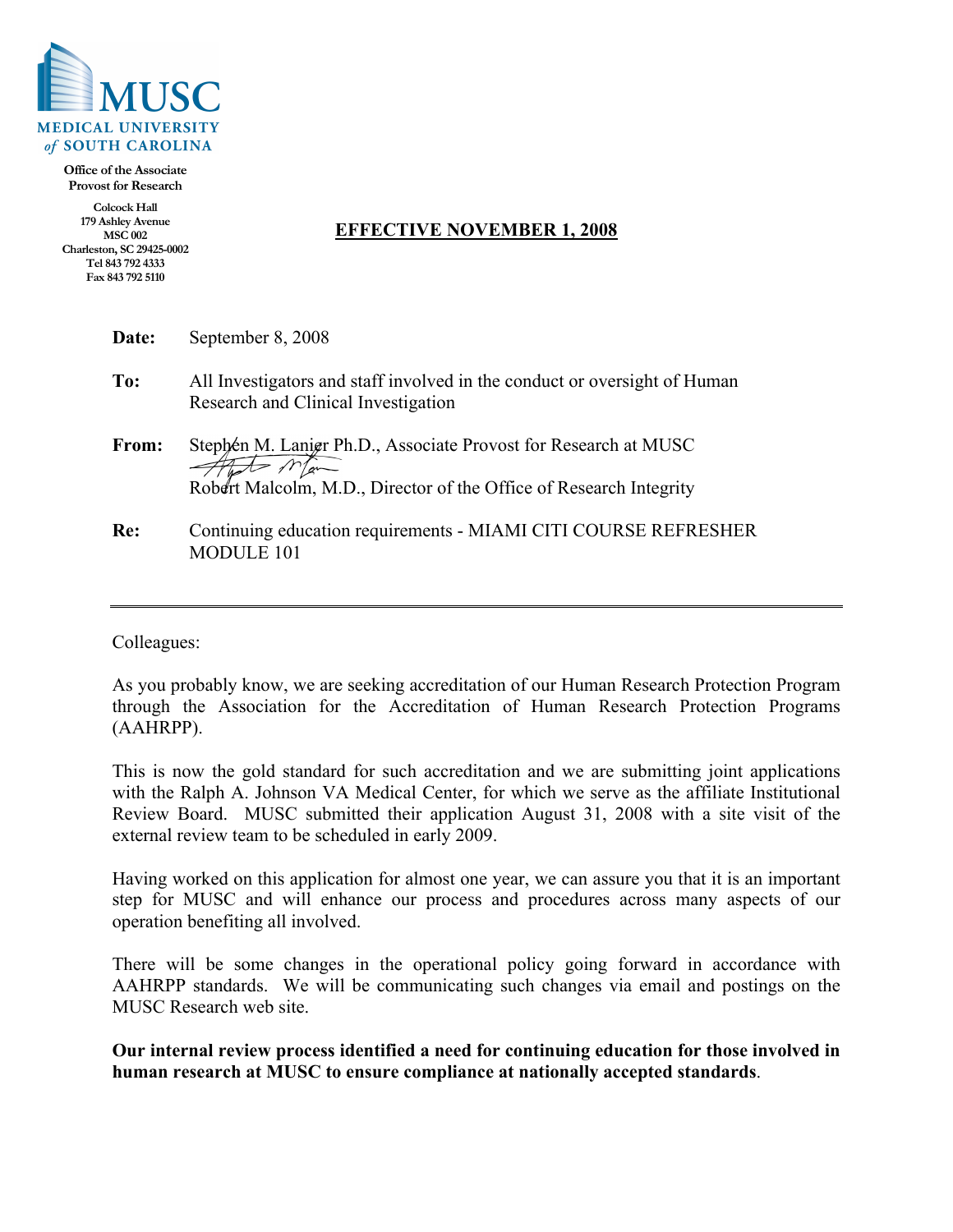MUSC
MEDICAL UNIVERSITY of SOUTH CAROLINA

Office of the Associate Provost for Research

Colcock Hall
179 Ashley Avenue
MSC 002
Charleston, SC 29425-0002
Tel 843 792 4333
Fax 843 792 5110

**EFFECTIVE NOVEMBER 1, 2008**

**Date:** September 8, 2008

**To:** All Investigators and staff involved in the conduct or oversight of Human Research and Clinical Investigation

**From:** Stephen M. Lanier Ph.D., Associate Provost for Research at MUSC
Robert Malcolm, M.D., Director of the Office of Research Integrity

**Re:** Continuing education requirements - MIAMI CITI COURSE REFRESHER MODULE 101

---

Colleagues:

As you probably know, we are seeking accreditation of our Human Research Protection Program through the Association for the Accreditation of Human Research Protection Programs (AAHRPP).

This is now the gold standard for such accreditation and we are submitting joint applications with the Ralph A. Johnson VA Medical Center, for which we serve as the affiliate Institutional Review Board. MUSC submitted their application August 31, 2008 with a site visit of the external review team to be scheduled in early 2009.

Having worked on this application for almost one year, we can assure you that it is an important step for MUSC and will enhance our process and procedures across many aspects of our operation benefiting all involved.

There will be some changes in the operational policy going forward in accordance with AAHRPP standards. We will be communicating such changes via email and postings on the MUSC Research web site.

**Our internal review process identified a need for continuing education for those involved in human research at MUSC to ensure compliance at nationally accepted standards**.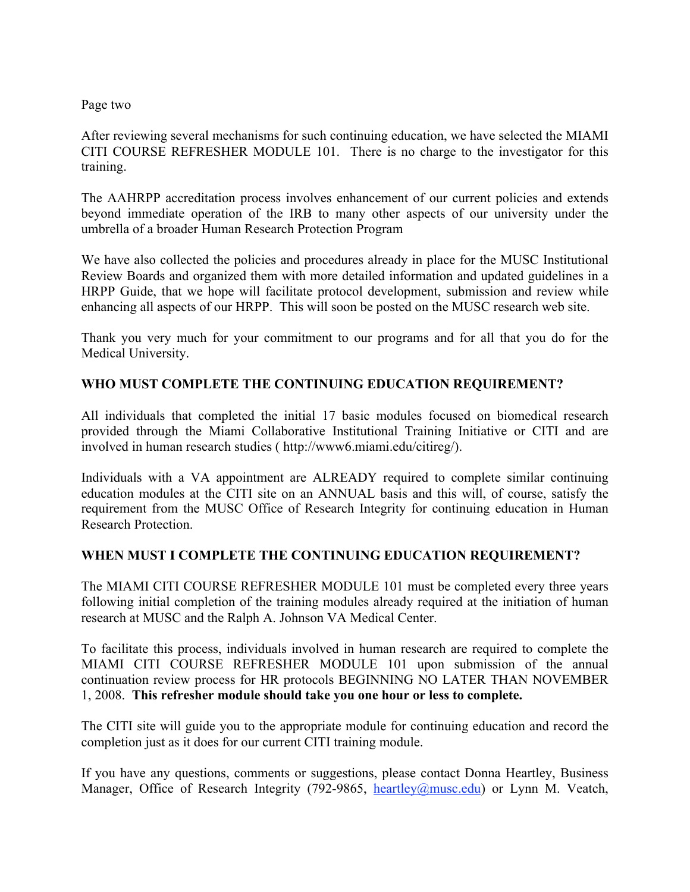Page two

After reviewing several mechanisms for such continuing education, we have selected the MIAMI CITI COURSE REFRESHER MODULE 101. There is no charge to the investigator for this training.

The AAHRPP accreditation process involves enhancement of our current policies and extends beyond immediate operation of the IRB to many other aspects of our university under the umbrella of a broader Human Research Protection Program

We have also collected the policies and procedures already in place for the MUSC Institutional Review Boards and organized them with more detailed information and updated guidelines in a HRPP Guide, that we hope will facilitate protocol development, submission and review while enhancing all aspects of our HRPP. This will soon be posted on the MUSC research web site.

Thank you very much for your commitment to our programs and for all that you do for the Medical University.

**WHO MUST COMPLETE THE CONTINUING EDUCATION REQUIREMENT?**

All individuals that completed the initial 17 basic modules focused on biomedical research provided through the Miami Collaborative Institutional Training Initiative or CITI and are involved in human research studies ( http://www6.miami.edu/citireg/).

Individuals with a VA appointment are ALREADY required to complete similar continuing education modules at the CITI site on an ANNUAL basis and this will, of course, satisfy the requirement from the MUSC Office of Research Integrity for continuing education in Human Research Protection.

**WHEN MUST I COMPLETE THE CONTINUING EDUCATION REQUIREMENT?**

The MIAMI CITI COURSE REFRESHER MODULE 101 must be completed every three years following initial completion of the training modules already required at the initiation of human research at MUSC and the Ralph A. Johnson VA Medical Center.

To facilitate this process, individuals involved in human research are required to complete the MIAMI CITI COURSE REFRESHER MODULE 101 upon submission of the annual continuation review process for HR protocols BEGINNING NO LATER THAN NOVEMBER 1, 2008. **This refresher module should take you one hour or less to complete.**

The CITI site will guide you to the appropriate module for continuing education and record the completion just as it does for our current CITI training module.

If you have any questions, comments or suggestions, please contact Donna Heartley, Business Manager, Office of Research Integrity (792-9865, heartley@musc.edu) or Lynn M. Veatch,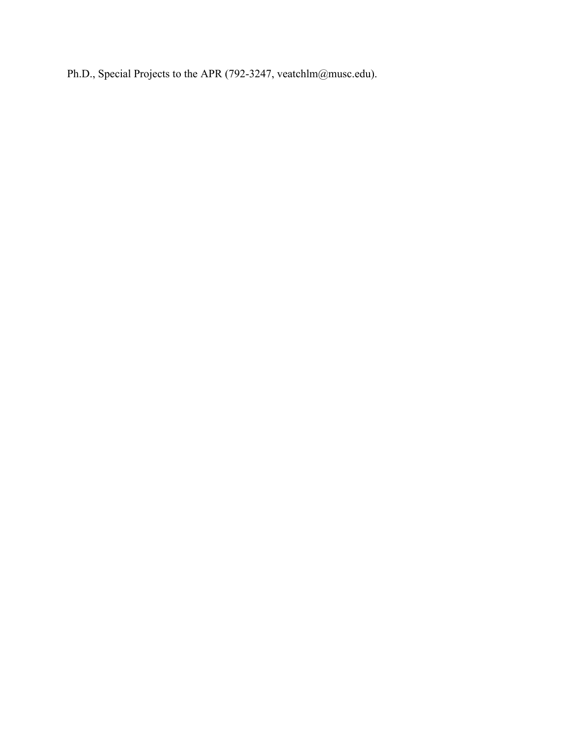Ph.D., Special Projects to the APR (792-3247, veatchlm@musc.edu).